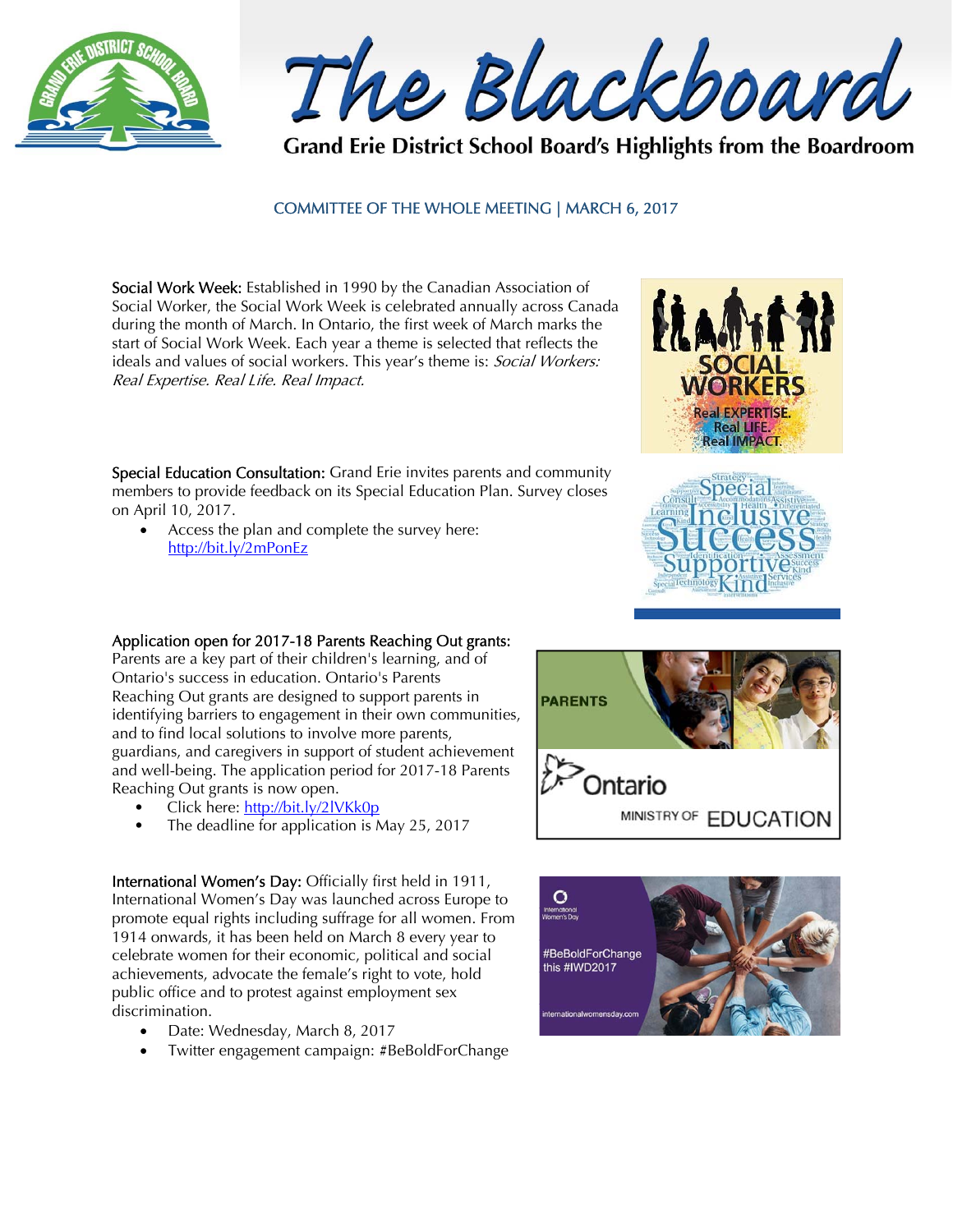# The Blackboard

**Grand Erie District School Board's Highlights from the Boardroom**

## COMMITTEE OF THE WHOLE MEETING | MARCH 6, 2017

**Social Work Week:** Established in 1990 by the Canadian Association of Social Worker, the Social Work Week is celebrated annually across Canada during the month of March. In Ontario, the first week of March marks the start of Social Work Week. Each year a theme is selected that reflects the ideals and values of social workers. This year's theme is: *Social Workers: Real Expertise. Real Life. Real Impact.*

**Special Education Consultation:** Grand Erie invites parents and community members to provide feedback on its Special Education Plan. Survey closes on April 10, 2017.

- Access the plan and complete the survey here: http://bit.ly/2mPonEz

**Application open for 2017-18 Parents Reaching Out grants:** Parents are a key part of their children's learning, and of Ontario's success in education. Ontario's Parents Reaching Out grants are designed to support parents in identifying barriers to engagement in their own communities, and to find local solutions to involve more parents, guardians, and caregivers in support of student achievement and well-being. The application period for 2017-18 Parents Reaching Out grants is now open.

- Click here: http://bit.ly/2lVKk0p
- The deadline for application is May 25, 2017

**International Women's Day:** Officially first held in 1911, International Women's Day was launched across Europe to promote equal rights including suffrage for all women. From 1914 onwards, it has been held on March 8 every year to celebrate women for their economic, political and social achievements, advocate the female's right to vote, hold public office and to protest against employment sex discrimination.

- Date: Wednesday, March 8, 2017
- Twitter engagement campaign: #BeBoldForChange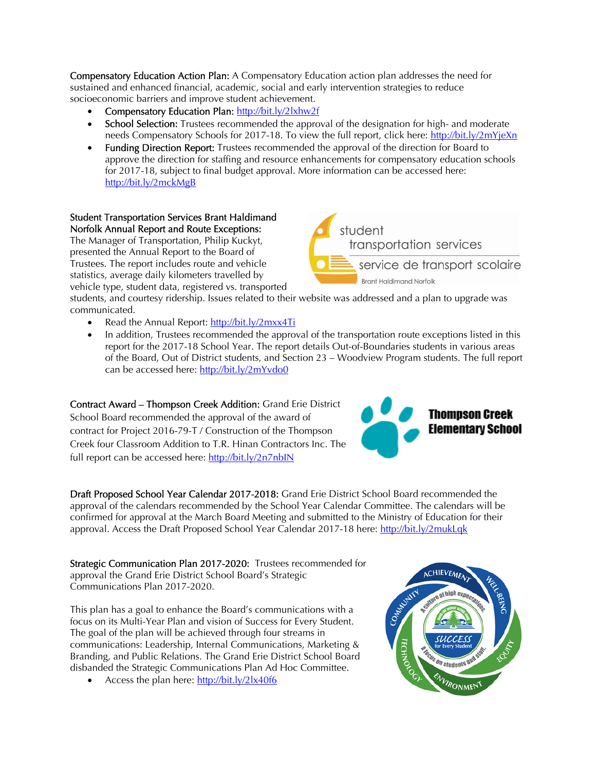**Compensatory Education Action Plan:** A Compensatory Education action plan addresses the need for sustained and enhanced financial, academic, social and early intervention strategies to reduce socioeconomic barriers and improve student achievement.

- **Compensatory Education Plan:** http://bit.ly/2lxhw2f
- **School Selection:** Trustees recommended the approval of the designation for high- and moderate needs Compensatory Schools for 2017-18. To view the full report, click here: http://bit.ly/2mYjeXn
- **Funding Direction Report:** Trustees recommended the approval of the direction for Board to approve the direction for staffing and resource enhancements for compensatory education schools for 2017-18, subject to final budget approval. More information can be accessed here: http://bit.ly/2mckMgB

**Student Transportation Services Brant Haldimand Norfolk Annual Report and Route Exceptions:** The Manager of Transportation, Philip Kuckyt, presented the Annual Report to the Board of Trustees. The report includes route and vehicle statistics, average daily kilometers travelled by vehicle type, student data, registered vs. transported students, and courtesy ridership. Issues related to their website was addressed and a plan to upgrade was communicated.

- Read the Annual Report: http://bit.ly/2mxx4Ti
- In addition, Trustees recommended the approval of the transportation route exceptions listed in this report for the 2017-18 School Year. The report details Out-of-Boundaries students in various areas of the Board, Out of District students, and Section 23 – Woodview Program students. The full report can be accessed here: http://bit.ly/2mYvdo0

**Contract Award – Thompson Creek Addition:** Grand Erie District School Board recommended the approval of the award of contract for Project 2016-79-T / Construction of the Thompson Creek four Classroom Addition to T.R. Hinan Contractors Inc. The full report can be accessed here: http://bit.ly/2n7nbIN

**Draft Proposed School Year Calendar 2017-2018:** Grand Erie District School Board recommended the approval of the calendars recommended by the School Year Calendar Committee. The calendars will be confirmed for approval at the March Board Meeting and submitted to the Ministry of Education for their approval. Access the Draft Proposed School Year Calendar 2017-18 here: http://bit.ly/2mukLqk

**Strategic Communication Plan 2017-2020:** Trustees recommended for approval the Grand Erie District School Board's Strategic Communications Plan 2017-2020.

This plan has a goal to enhance the Board's communications with a focus on its Multi-Year Plan and vision of Success for Every Student. The goal of the plan will be achieved through four streams in communications: Leadership, Internal Communications, Marketing & Branding, and Public Relations. The Grand Erie District School Board disbanded the Strategic Communications Plan Ad Hoc Committee.

- Access the plan here: http://bit.ly/2lx40f6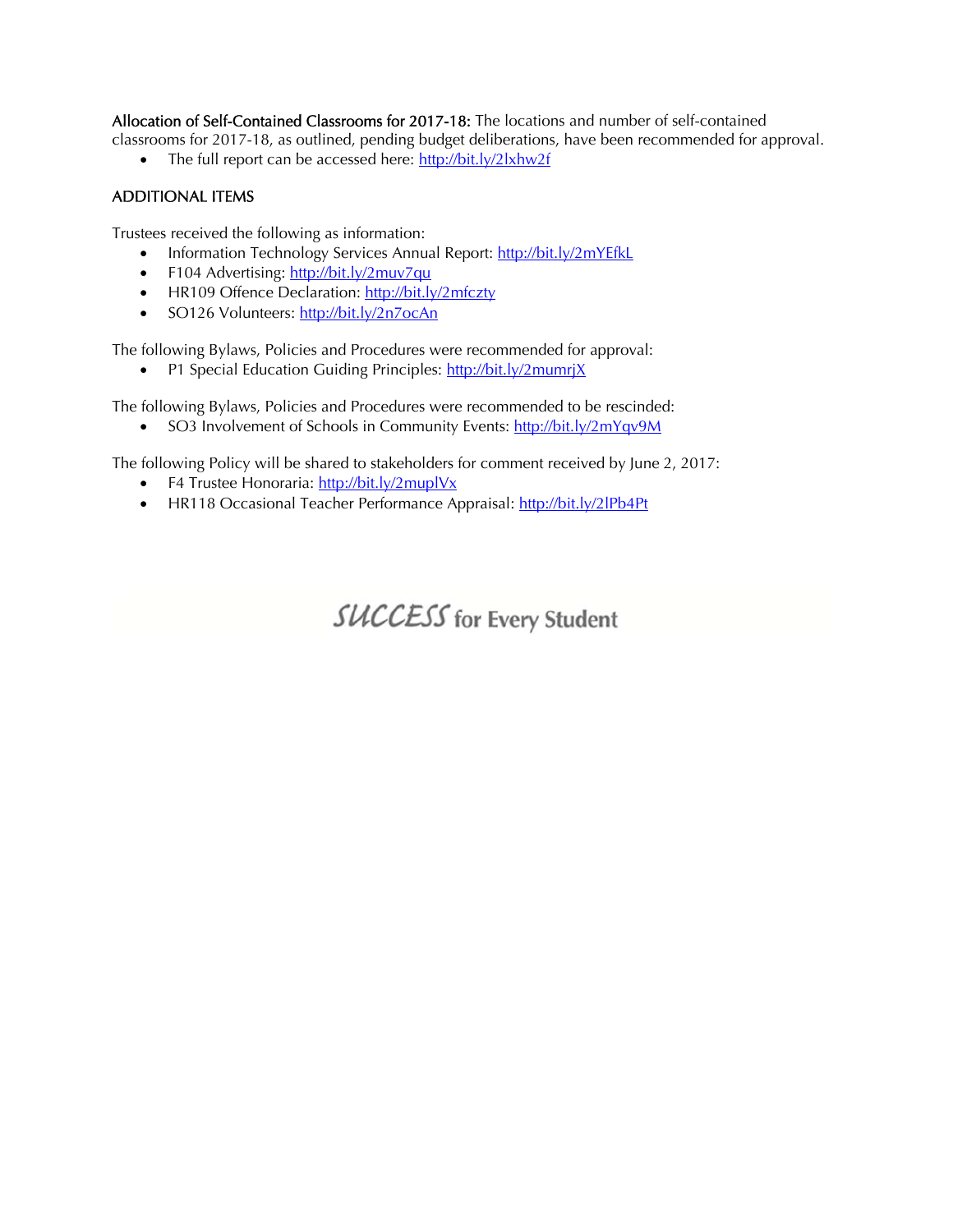**Allocation of Self-Contained Classrooms for 2017-18:** The locations and number of self-contained classrooms for 2017-18, as outlined, pending budget deliberations, have been recommended for approval.

- The full report can be accessed here: http://bit.ly/2lxhw2f

## ADDITIONAL ITEMS

Trustees received the following as information:

- Information Technology Services Annual Report: http://bit.ly/2mYEfkL
- F104 Advertising: http://bit.ly/2muv7qu
- HR109 Offence Declaration: http://bit.ly/2mfczty
- SO126 Volunteers: http://bit.ly/2n7ocAn

The following Bylaws, Policies and Procedures were recommended for approval:

- P1 Special Education Guiding Principles: http://bit.ly/2mumrjX

The following Bylaws, Policies and Procedures were recommended to be rescinded:

- SO3 Involvement of Schools in Community Events: http://bit.ly/2mYqv9M

The following Policy will be shared to stakeholders for comment received by June 2, 2017:

- F4 Trustee Honoraria: http://bit.ly/2muplVx
- HR118 Occasional Teacher Performance Appraisal: http://bit.ly/2lPb4Pt

*SUCCESS* for Every Student